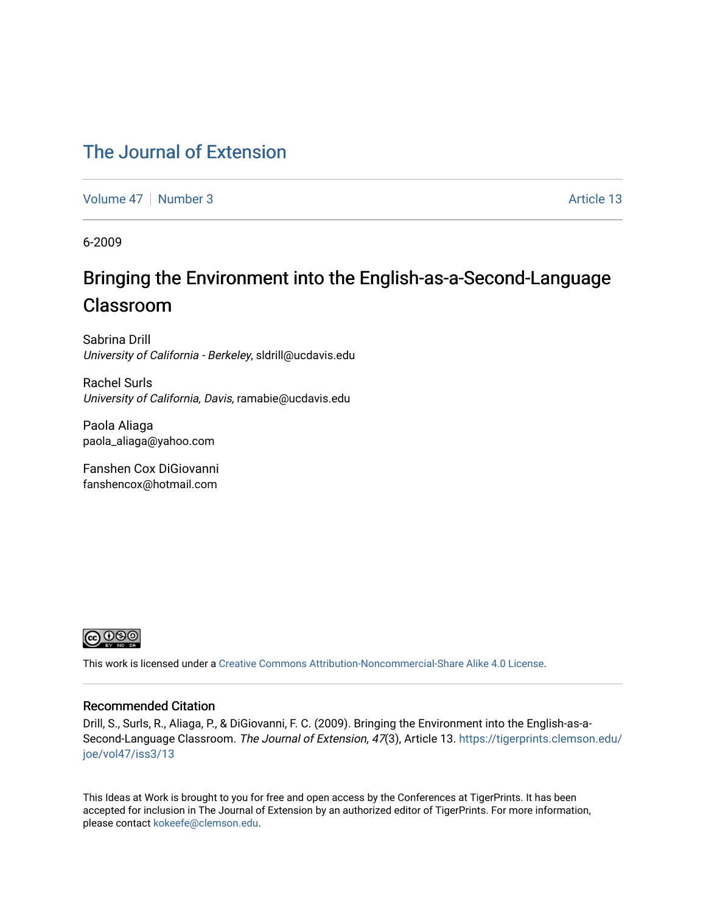# The Journal of Extension

Volume 47 | Number 3 Article 13

6-2009

## Bringing the Environment into the English-as-a-Second-Language Classroom

Sabrina Drill
*University of California - Berkeley*, sldrill@ucdavis.edu

Rachel Surls
*University of California, Davis*, ramabie@ucdavis.edu

Paola Aliaga
paola_aliaga@yahoo.com

Fanshen Cox DiGiovanni
fanshencox@hotmail.com

This work is licensed under a Creative Commons Attribution-Noncommercial-Share Alike 4.0 License.

### Recommended Citation

Drill, S., Surls, R., Aliaga, P., & DiGiovanni, F. C. (2009). Bringing the Environment into the English-as-a-Second-Language Classroom. *The Journal of Extension, 47*(3), Article 13. https://tigerprints.clemson.edu/joe/vol47/iss3/13

This Ideas at Work is brought to you for free and open access by the Conferences at TigerPrints. It has been accepted for inclusion in The Journal of Extension by an authorized editor of TigerPrints. For more information, please contact kokeefe@clemson.edu.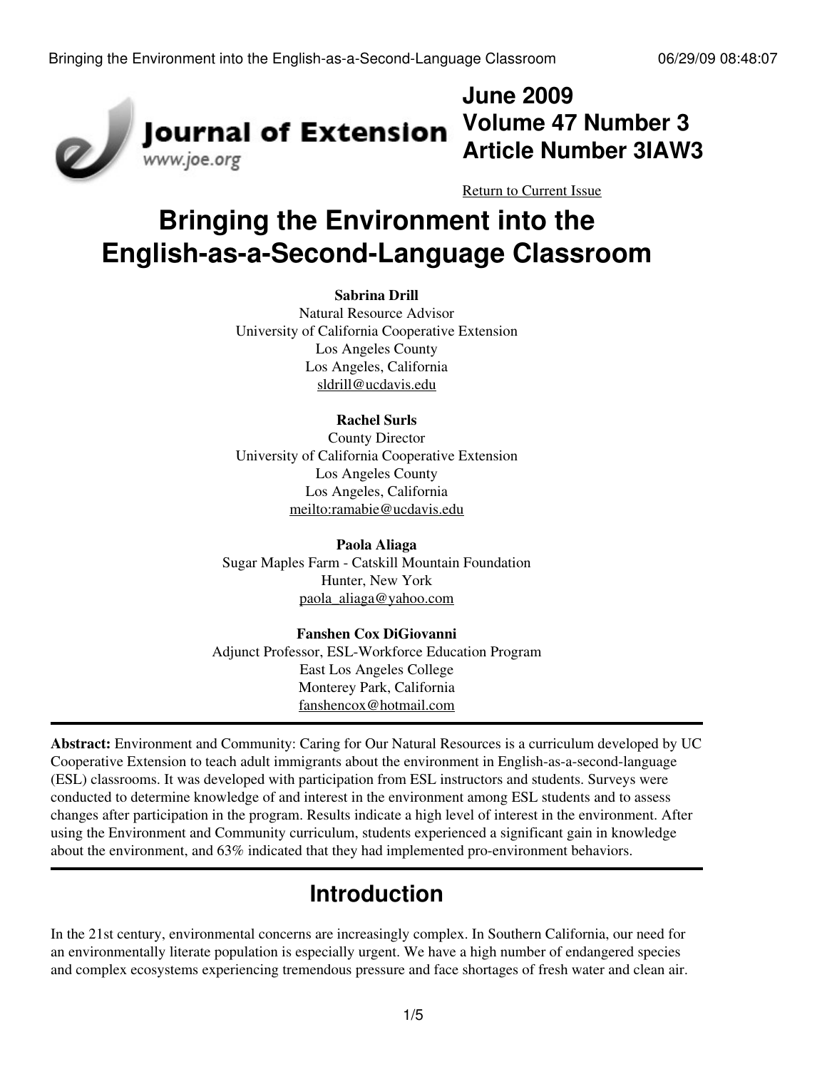June 2009
Volume 47 Number 3
Article Number 3IAW3

[Return to Current Issue](#)

# Bringing the Environment into the English-as-a-Second-Language Classroom

**Sabrina Drill**
Natural Resource Advisor
University of California Cooperative Extension
Los Angeles County
Los Angeles, California
sldrill@ucdavis.edu

**Rachel Surls**
County Director
University of California Cooperative Extension
Los Angeles County
Los Angeles, California
meilto:ramabie@ucdavis.edu

**Paola Aliaga**
Sugar Maples Farm - Catskill Mountain Foundation
Hunter, New York
paola_aliaga@yahoo.com

**Fanshen Cox DiGiovanni**
Adjunct Professor, ESL-Workforce Education Program
East Los Angeles College
Monterey Park, California
fanshencox@hotmail.com

**Abstract:** Environment and Community: Caring for Our Natural Resources is a curriculum developed by UC Cooperative Extension to teach adult immigrants about the environment in English-as-a-second-language (ESL) classrooms. It was developed with participation from ESL instructors and students. Surveys were conducted to determine knowledge of and interest in the environment among ESL students and to assess changes after participation in the program. Results indicate a high level of interest in the environment. After using the Environment and Community curriculum, students experienced a significant gain in knowledge about the environment, and 63% indicated that they had implemented pro-environment behaviors.

## Introduction

In the 21st century, environmental concerns are increasingly complex. In Southern California, our need for an environmentally literate population is especially urgent. We have a high number of endangered species and complex ecosystems experiencing tremendous pressure and face shortages of fresh water and clean air.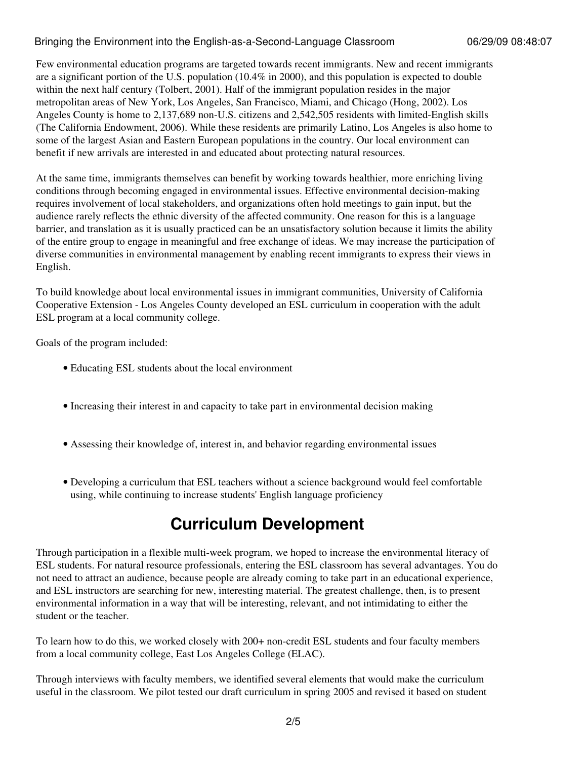Few environmental education programs are targeted towards recent immigrants. New and recent immigrants are a significant portion of the U.S. population (10.4% in 2000), and this population is expected to double within the next half century (Tolbert, 2001). Half of the immigrant population resides in the major metropolitan areas of New York, Los Angeles, San Francisco, Miami, and Chicago (Hong, 2002). Los Angeles County is home to 2,137,689 non-U.S. citizens and 2,542,505 residents with limited-English skills (The California Endowment, 2006). While these residents are primarily Latino, Los Angeles is also home to some of the largest Asian and Eastern European populations in the country. Our local environment can benefit if new arrivals are interested in and educated about protecting natural resources.

At the same time, immigrants themselves can benefit by working towards healthier, more enriching living conditions through becoming engaged in environmental issues. Effective environmental decision-making requires involvement of local stakeholders, and organizations often hold meetings to gain input, but the audience rarely reflects the ethnic diversity of the affected community. One reason for this is a language barrier, and translation as it is usually practiced can be an unsatisfactory solution because it limits the ability of the entire group to engage in meaningful and free exchange of ideas. We may increase the participation of diverse communities in environmental management by enabling recent immigrants to express their views in English.

To build knowledge about local environmental issues in immigrant communities, University of California Cooperative Extension - Los Angeles County developed an ESL curriculum in cooperation with the adult ESL program at a local community college.

Goals of the program included:

- Educating ESL students about the local environment
- Increasing their interest in and capacity to take part in environmental decision making
- Assessing their knowledge of, interest in, and behavior regarding environmental issues
- Developing a curriculum that ESL teachers without a science background would feel comfortable using, while continuing to increase students' English language proficiency

## Curriculum Development

Through participation in a flexible multi-week program, we hoped to increase the environmental literacy of ESL students. For natural resource professionals, entering the ESL classroom has several advantages. You do not need to attract an audience, because people are already coming to take part in an educational experience, and ESL instructors are searching for new, interesting material. The greatest challenge, then, is to present environmental information in a way that will be interesting, relevant, and not intimidating to either the student or the teacher.

To learn how to do this, we worked closely with 200+ non-credit ESL students and four faculty members from a local community college, East Los Angeles College (ELAC).

Through interviews with faculty members, we identified several elements that would make the curriculum useful in the classroom. We pilot tested our draft curriculum in spring 2005 and revised it based on student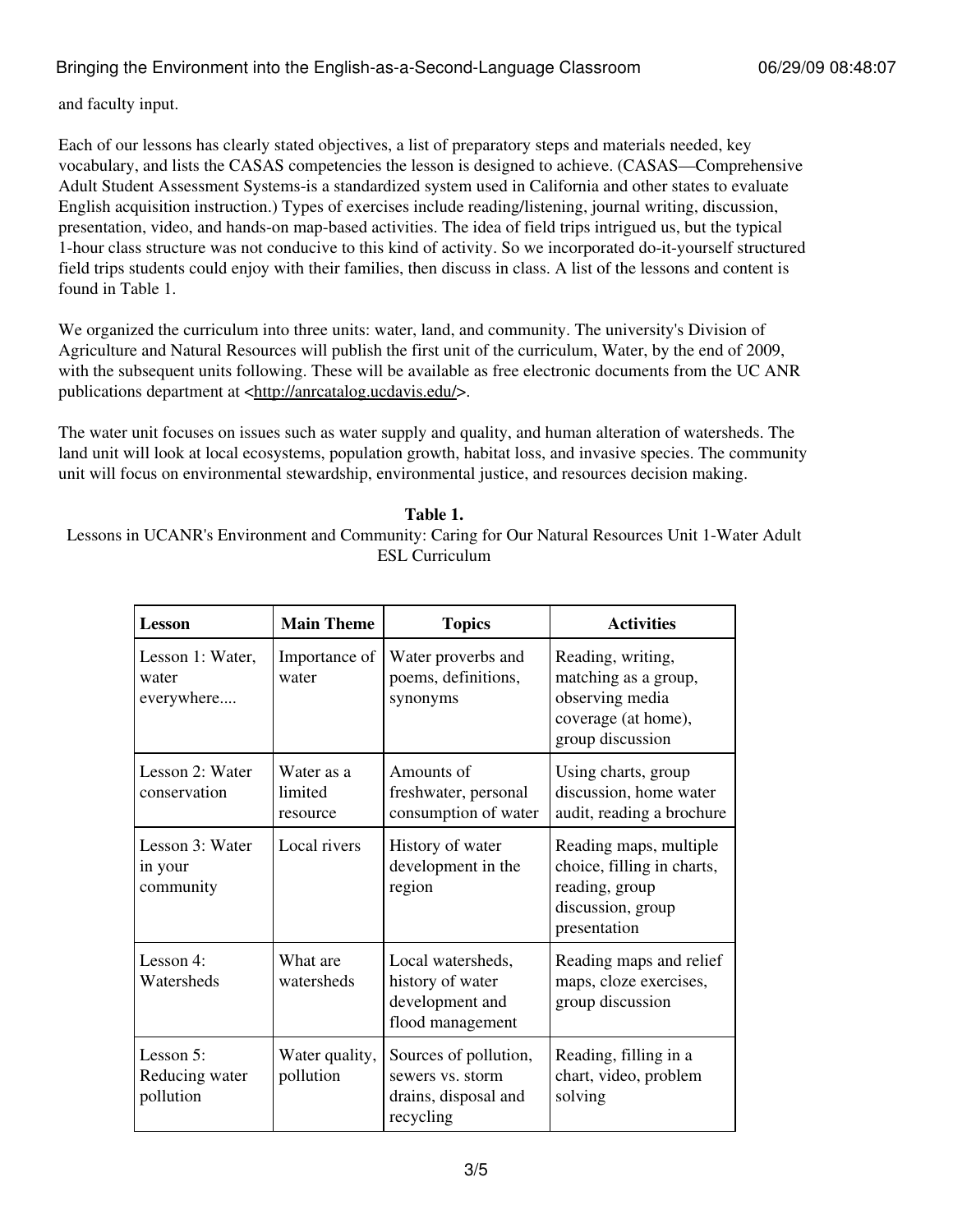and faculty input.

Each of our lessons has clearly stated objectives, a list of preparatory steps and materials needed, key vocabulary, and lists the CASAS competencies the lesson is designed to achieve. (CASAS—Comprehensive Adult Student Assessment Systems-is a standardized system used in California and other states to evaluate English acquisition instruction.) Types of exercises include reading/listening, journal writing, discussion, presentation, video, and hands-on map-based activities. The idea of field trips intrigued us, but the typical 1-hour class structure was not conducive to this kind of activity. So we incorporated do-it-yourself structured field trips students could enjoy with their families, then discuss in class. A list of the lessons and content is found in Table 1.

We organized the curriculum into three units: water, land, and community. The university's Division of Agriculture and Natural Resources will publish the first unit of the curriculum, Water, by the end of 2009, with the subsequent units following. These will be available as free electronic documents from the UC ANR publications department at <http://anrcatalog.ucdavis.edu/>.

The water unit focuses on issues such as water supply and quality, and human alteration of watersheds. The land unit will look at local ecosystems, population growth, habitat loss, and invasive species. The community unit will focus on environmental stewardship, environmental justice, and resources decision making.

**Table 1.**
Lessons in UCANR's Environment and Community: Caring for Our Natural Resources Unit 1-Water Adult ESL Curriculum

| Lesson | Main Theme | Topics | Activities |
|---|---|---|---|
| Lesson 1: Water, water everywhere.... | Importance of water | Water proverbs and poems, definitions, synonyms | Reading, writing, matching as a group, observing media coverage (at home), group discussion |
| Lesson 2: Water conservation | Water as a limited resource | Amounts of freshwater, personal consumption of water | Using charts, group discussion, home water audit, reading a brochure |
| Lesson 3: Water in your community | Local rivers | History of water development in the region | Reading maps, multiple choice, filling in charts, reading, group discussion, group presentation |
| Lesson 4: Watersheds | What are watersheds | Local watersheds, history of water development and flood management | Reading maps and relief maps, cloze exercises, group discussion |
| Lesson 5: Reducing water pollution | Water quality, pollution | Sources of pollution, sewers vs. storm drains, disposal and recycling | Reading, filling in a chart, video, problem solving |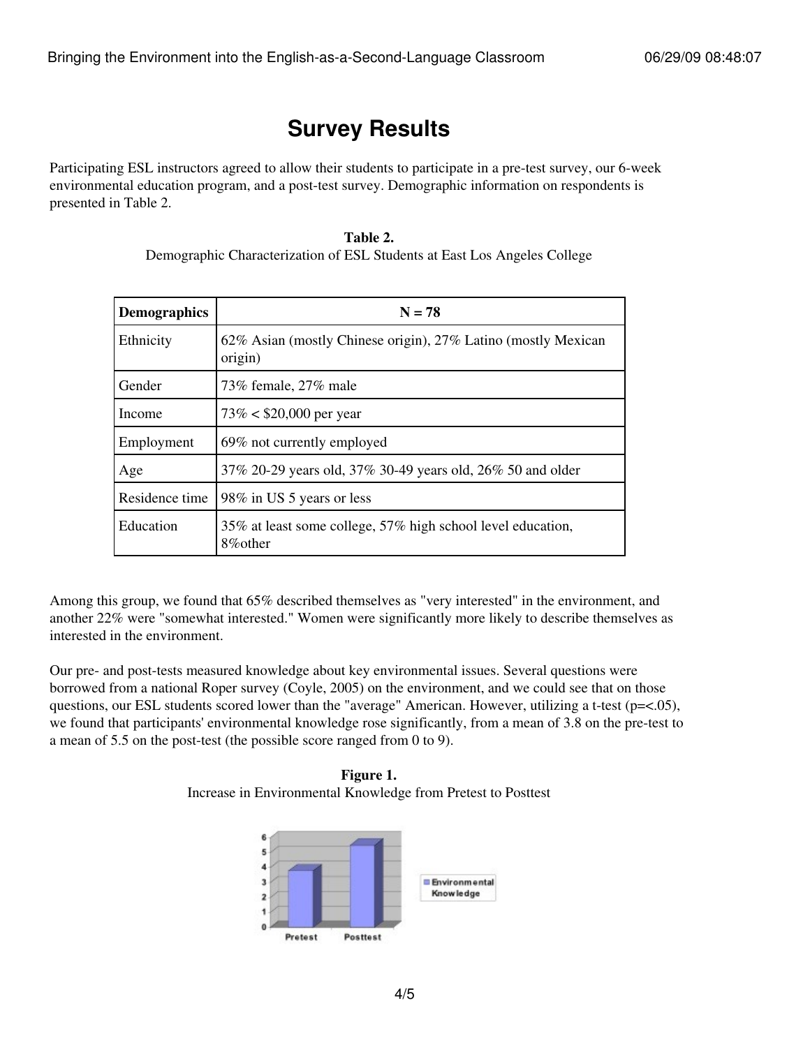# Survey Results

Participating ESL instructors agreed to allow their students to participate in a pre-test survey, our 6-week environmental education program, and a post-test survey. Demographic information on respondents is presented in Table 2.

**Table 2.**
Demographic Characterization of ESL Students at East Los Angeles College

| Demographics | N = 78 |
|---|---|
| Ethnicity | 62% Asian (mostly Chinese origin), 27% Latino (mostly Mexican origin) |
| Gender | 73% female, 27% male |
| Income | 73% < $20,000 per year |
| Employment | 69% not currently employed |
| Age | 37% 20-29 years old, 37% 30-49 years old, 26% 50 and older |
| Residence time | 98% in US 5 years or less |
| Education | 35% at least some college, 57% high school level education, 8%other |

Among this group, we found that 65% described themselves as "very interested" in the environment, and another 22% were "somewhat interested." Women were significantly more likely to describe themselves as interested in the environment.

Our pre- and post-tests measured knowledge about key environmental issues. Several questions were borrowed from a national Roper survey (Coyle, 2005) on the environment, and we could see that on those questions, our ESL students scored lower than the "average" American. However, utilizing a t-test ($p=<.05$), we found that participants' environmental knowledge rose significantly, from a mean of 3.8 on the pre-test to a mean of 5.5 on the post-test (the possible score ranged from 0 to 9).

**Figure 1.**
Increase in Environmental Knowledge from Pretest to Posttest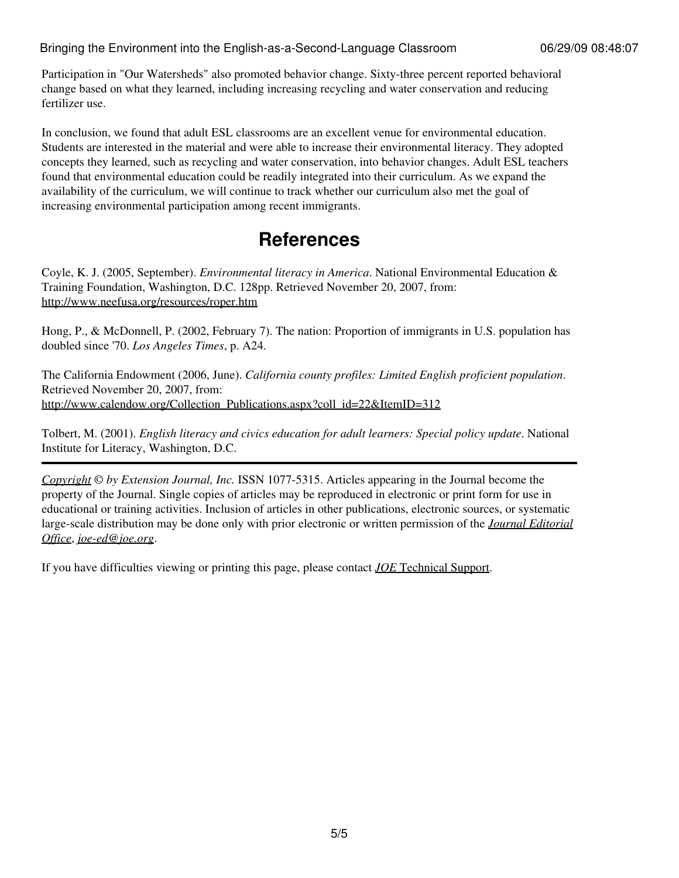Participation in "Our Watersheds" also promoted behavior change. Sixty-three percent reported behavioral change based on what they learned, including increasing recycling and water conservation and reducing fertilizer use.

In conclusion, we found that adult ESL classrooms are an excellent venue for environmental education. Students are interested in the material and were able to increase their environmental literacy. They adopted concepts they learned, such as recycling and water conservation, into behavior changes. Adult ESL teachers found that environmental education could be readily integrated into their curriculum. As we expand the availability of the curriculum, we will continue to track whether our curriculum also met the goal of increasing environmental participation among recent immigrants.

## References

Coyle, K. J. (2005, September). *Environmental literacy in America*. National Environmental Education & Training Foundation, Washington, D.C. 128pp. Retrieved November 20, 2007, from: http://www.neefusa.org/resources/roper.htm

Hong, P., & McDonnell, P. (2002, February 7). The nation: Proportion of immigrants in U.S. population has doubled since '70. *Los Angeles Times*, p. A24.

The California Endowment (2006, June). *California county profiles: Limited English proficient population*. Retrieved November 20, 2007, from: http://www.calendow.org/Collection_Publications.aspx?coll_id=22&ItemID=312

Tolbert, M. (2001). *English literacy and civics education for adult learners: Special policy update*. National Institute for Literacy, Washington, D.C.

---

*Copyright © by Extension Journal, Inc.* ISSN 1077-5315. Articles appearing in the Journal become the property of the Journal. Single copies of articles may be reproduced in electronic or print form for use in educational or training activities. Inclusion of articles in other publications, electronic sources, or systematic large-scale distribution may be done only with prior electronic or written permission of the *Journal Editorial Office*, *joe-ed@joe.org*.

If you have difficulties viewing or printing this page, please contact *JOE* Technical Support.